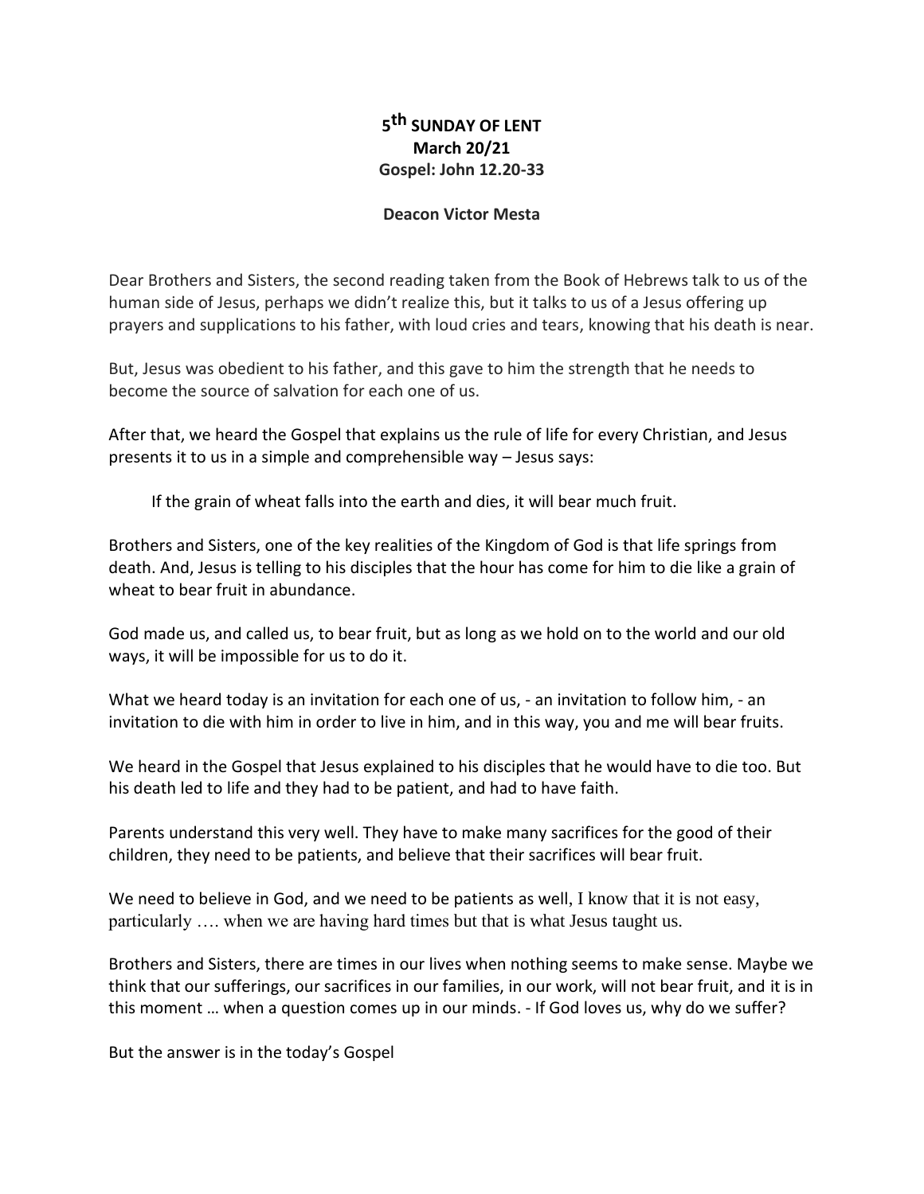# 5th SUNDAY OF LENT
**March 20/21**
**Gospel: John 12.20-33**

**Deacon Victor Mesta**

Dear Brothers and Sisters, the second reading taken from the Book of Hebrews talk to us of the human side of Jesus, perhaps we didn't realize this, but it talks to us of a Jesus offering up prayers and supplications to his father, with loud cries and tears, knowing that his death is near.

But, Jesus was obedient to his father, and this gave to him the strength that he needs to become the source of salvation for each one of us.

After that, we heard the Gospel that explains us the rule of life for every Christian, and Jesus presents it to us in a simple and comprehensible way – Jesus says:

> If the grain of wheat falls into the earth and dies, it will bear much fruit.

Brothers and Sisters, one of the key realities of the Kingdom of God is that life springs from death. And, Jesus is telling to his disciples that the hour has come for him to die like a grain of wheat to bear fruit in abundance.

God made us, and called us, to bear fruit, but as long as we hold on to the world and our old ways, it will be impossible for us to do it.

What we heard today is an invitation for each one of us, - an invitation to follow him, - an invitation to die with him in order to live in him, and in this way, you and me will bear fruits.

We heard in the Gospel that Jesus explained to his disciples that he would have to die too. But his death led to life and they had to be patient, and had to have faith.

Parents understand this very well. They have to make many sacrifices for the good of their children, they need to be patients, and believe that their sacrifices will bear fruit.

We need to believe in God, and we need to be patients as well, I know that it is not easy, particularly …. when we are having hard times but that is what Jesus taught us.

Brothers and Sisters, there are times in our lives when nothing seems to make sense. Maybe we think that our sufferings, our sacrifices in our families, in our work, will not bear fruit, and it is in this moment … when a question comes up in our minds. - If God loves us, why do we suffer?

But the answer is in the today's Gospel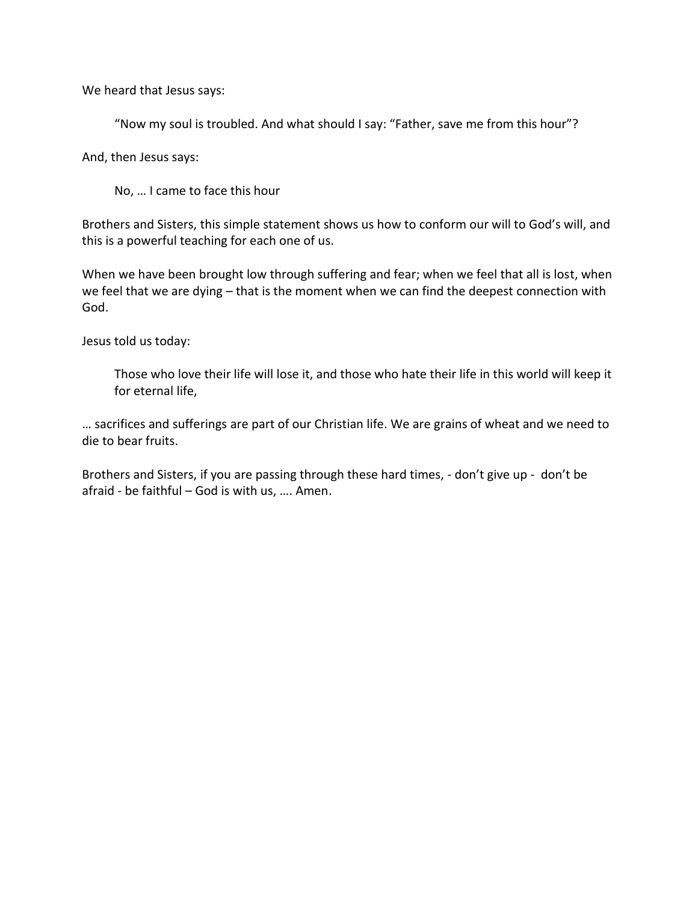We heard that Jesus says:

> "Now my soul is troubled. And what should I say: "Father, save me from this hour"?

And, then Jesus says:

> No, … I came to face this hour

Brothers and Sisters, this simple statement shows us how to conform our will to God's will, and this is a powerful teaching for each one of us.

When we have been brought low through suffering and fear; when we feel that all is lost, when we feel that we are dying – that is the moment when we can find the deepest connection with God.

Jesus told us today:

> Those who love their life will lose it, and those who hate their life in this world will keep it for eternal life,

… sacrifices and sufferings are part of our Christian life. We are grains of wheat and we need to die to bear fruits.

Brothers and Sisters, if you are passing through these hard times, - don't give up - don't be afraid - be faithful – God is with us, …. Amen.